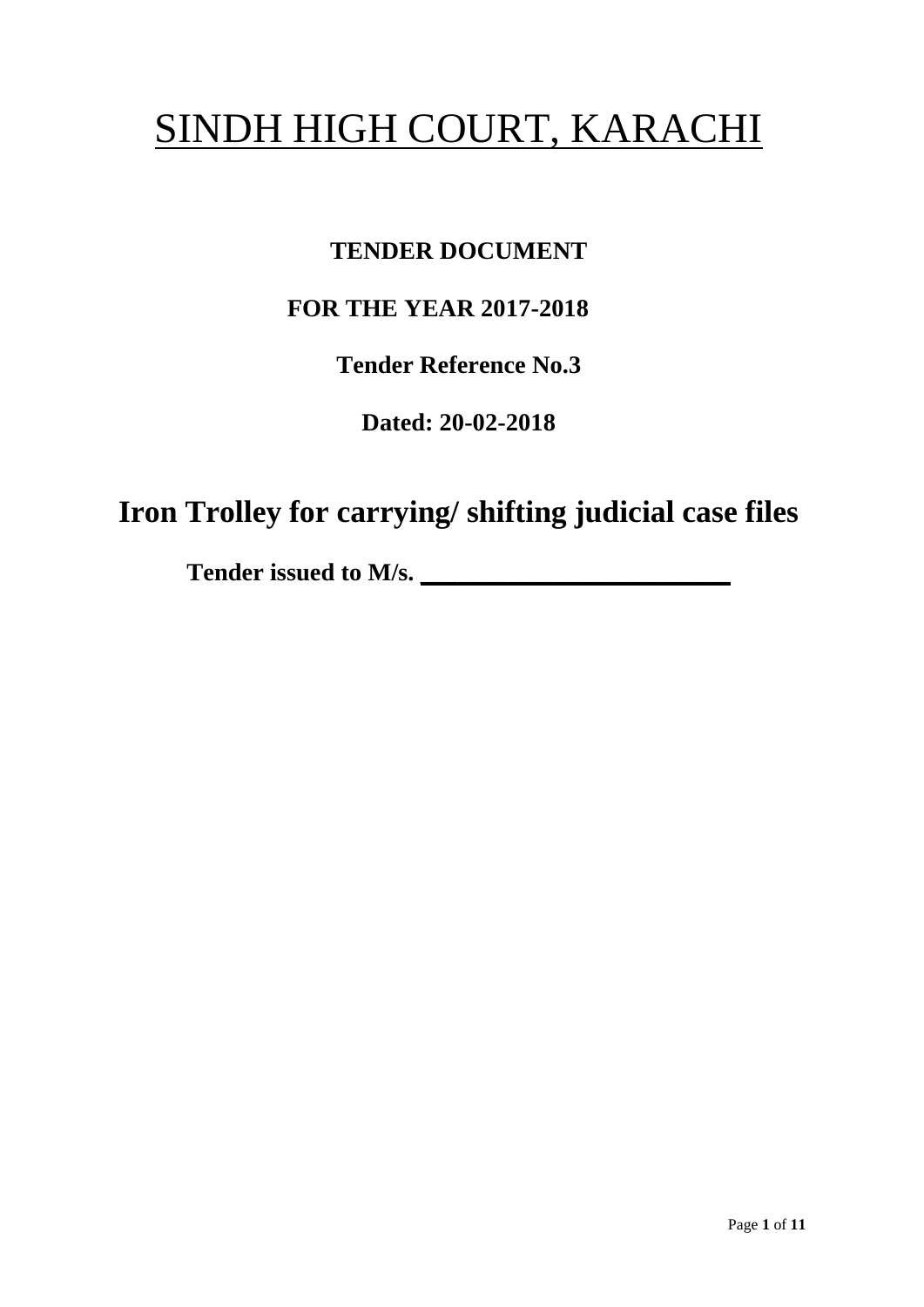# SINDH HIGH COURT, KARACHI

**TENDER DOCUMENT**

**FOR THE YEAR 2017-2018**

**Tender Reference No.3**

**Dated: 20-02-2018**

## Iron Trolley for carrying/ shifting judicial case files

**Tender issued to M/s. ________________________**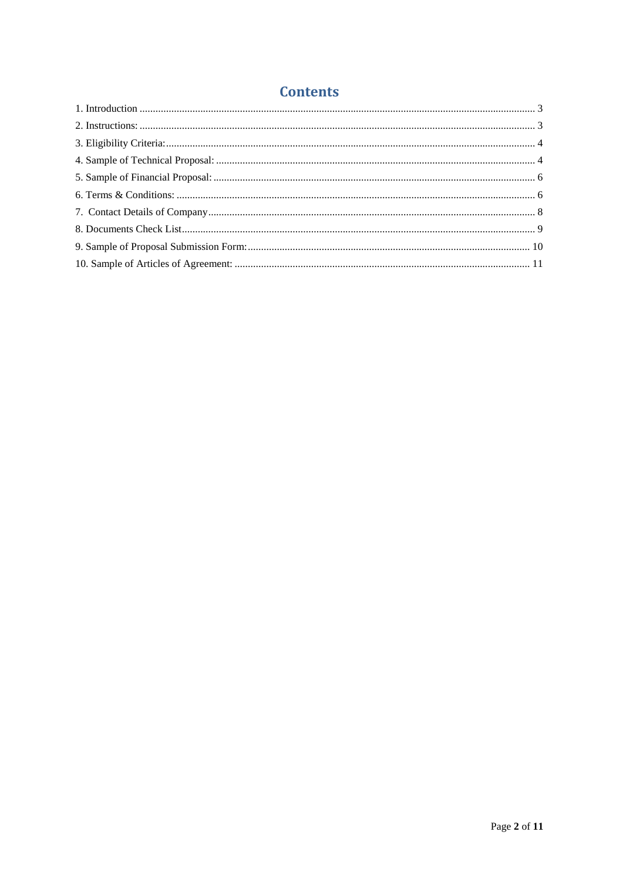# Contents

1. Introduction .................................................................................................................................... 3
2. Instructions: .................................................................................................................................... 3
3. Eligibility Criteria:.......................................................................................................................... 4
4. Sample of Technical Proposal: ....................................................................................................... 4
5. Sample of Financial Proposal: ........................................................................................................ 6
6. Terms & Conditions: ...................................................................................................................... 6
7. Contact Details of Company.......................................................................................................... 8
8. Documents Check List.................................................................................................................... 9
9. Sample of Proposal Submission Form:......................................................................................... 10
10. Sample of Articles of Agreement: .............................................................................................. 11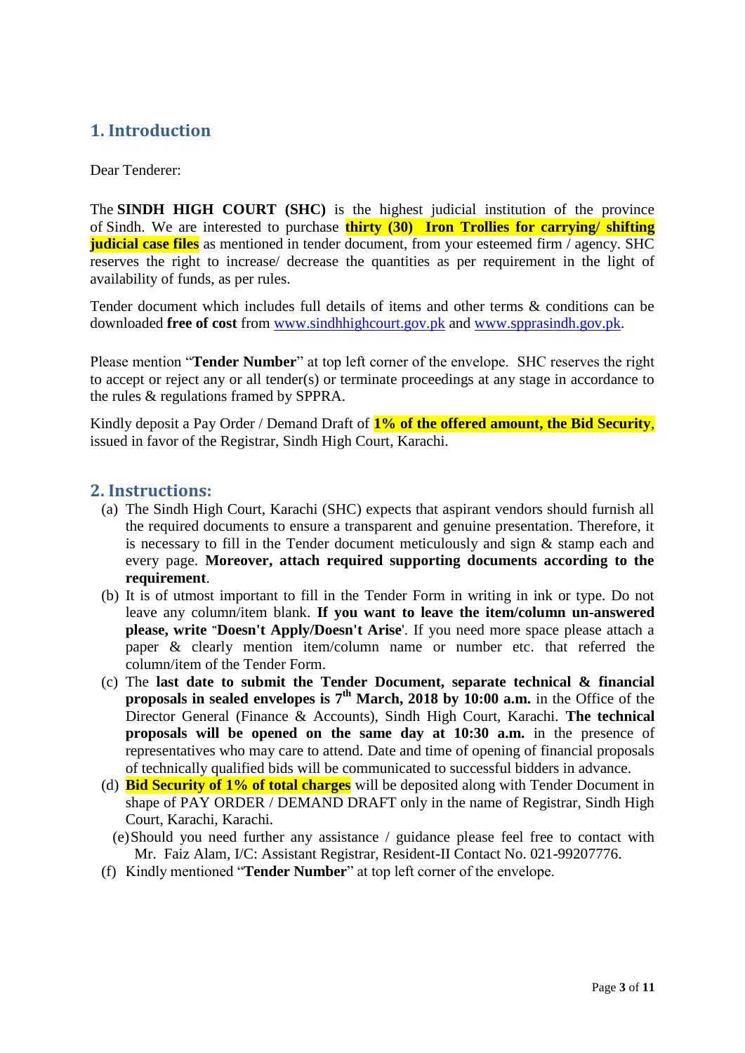## 1. Introduction

Dear Tenderer:

The **SINDH HIGH COURT (SHC)** is the highest judicial institution of the province of Sindh. We are interested to purchase **thirty (30) Iron Trollies for carrying/ shifting judicial case files** as mentioned in tender document, from your esteemed firm / agency. SHC reserves the right to increase/ decrease the quantities as per requirement in the light of availability of funds, as per rules.

Tender document which includes full details of items and other terms & conditions can be downloaded **free of cost** from www.sindhhighcourt.gov.pk and www.spprasindh.gov.pk.

Please mention "**Tender Number**" at top left corner of the envelope. SHC reserves the right to accept or reject any or all tender(s) or terminate proceedings at any stage in accordance to the rules & regulations framed by SPPRA.

Kindly deposit a Pay Order / Demand Draft of **1% of the offered amount, the Bid Security**, issued in favor of the Registrar, Sindh High Court, Karachi.

## 2. Instructions:

(a) The Sindh High Court, Karachi (SHC) expects that aspirant vendors should furnish all the required documents to ensure a transparent and genuine presentation. Therefore, it is necessary to fill in the Tender document meticulously and sign & stamp each and every page. **Moreover, attach required supporting documents according to the requirement**.

(b) It is of utmost important to fill in the Tender Form in writing in ink or type. Do not leave any column/item blank. **If you want to leave the item/column un-answered please, write "Doesn't Apply/Doesn't Arise**'. If you need more space please attach a paper & clearly mention item/column name or number etc. that referred the column/item of the Tender Form.

(c) The **last date to submit the Tender Document, separate technical & financial proposals in sealed envelopes is 7th March, 2018 by 10:00 a.m.** in the Office of the Director General (Finance & Accounts), Sindh High Court, Karachi. **The technical proposals will be opened on the same day at 10:30 a.m.** in the presence of representatives who may care to attend. Date and time of opening of financial proposals of technically qualified bids will be communicated to successful bidders in advance.

(d) **Bid Security of 1% of total charges** will be deposited along with Tender Document in shape of PAY ORDER / DEMAND DRAFT only in the name of Registrar, Sindh High Court, Karachi, Karachi.

(e) Should you need further any assistance / guidance please feel free to contact with Mr. Faiz Alam, I/C: Assistant Registrar, Resident-II Contact No. 021-99207776.

(f) Kindly mentioned "**Tender Number**" at top left corner of the envelope.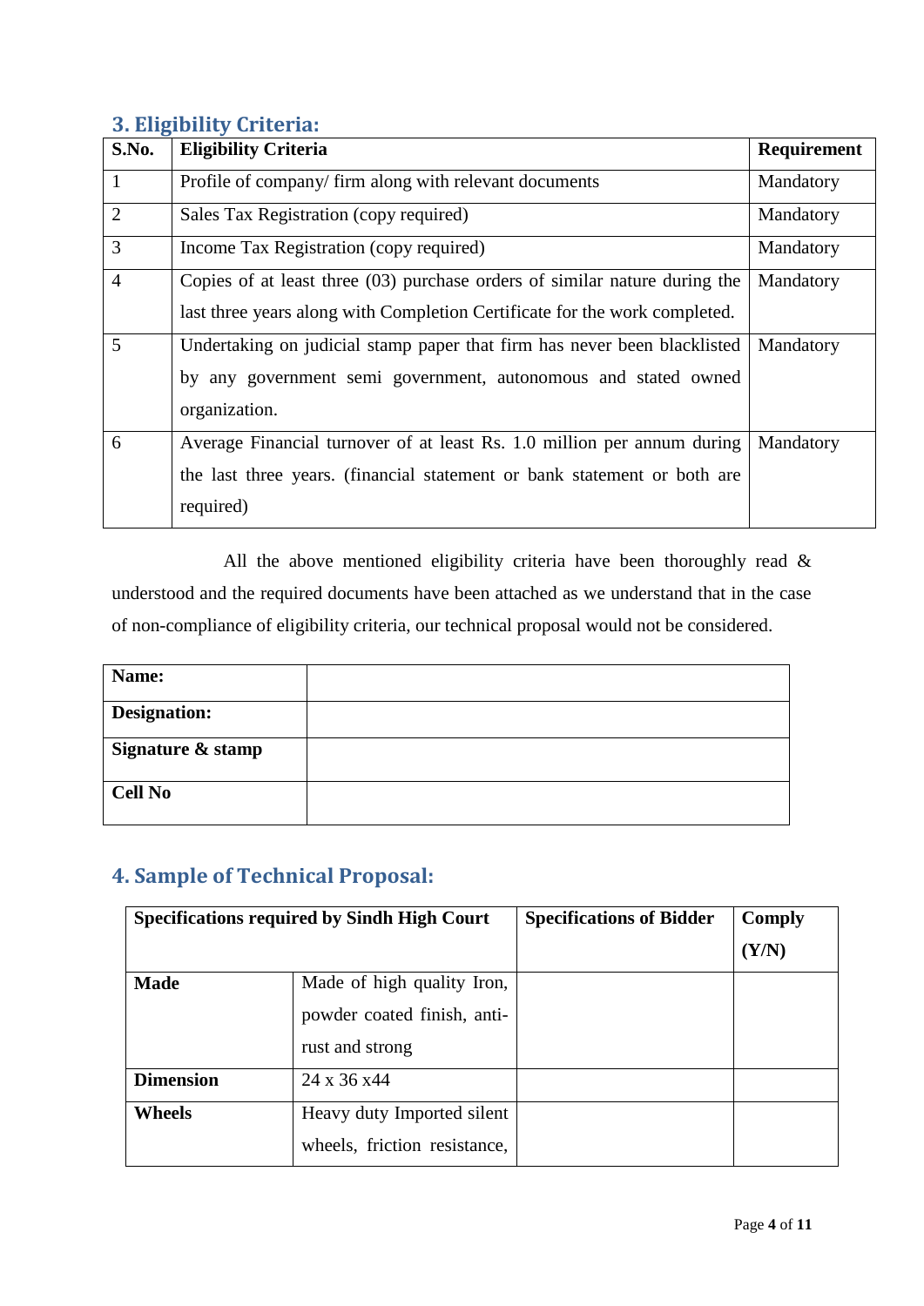## 3. Eligibility Criteria:

| S.No. | Eligibility Criteria | Requirement |
|---|---|---|
| 1 | Profile of company/ firm along with relevant documents | Mandatory |
| 2 | Sales Tax Registration (copy required) | Mandatory |
| 3 | Income Tax Registration (copy required) | Mandatory |
| 4 | Copies of at least three (03) purchase orders of similar nature during the last three years along with Completion Certificate for the work completed. | Mandatory |
| 5 | Undertaking on judicial stamp paper that firm has never been blacklisted by any government semi government, autonomous and stated owned organization. | Mandatory |
| 6 | Average Financial turnover of at least Rs. 1.0 million per annum during the last three years. (financial statement or bank statement or both are required) | Mandatory |

All the above mentioned eligibility criteria have been thoroughly read & understood and the required documents have been attached as we understand that in the case of non-compliance of eligibility criteria, our technical proposal would not be considered.

| **Name:** | |
|---|---|
| **Designation:** | |
| **Signature & stamp** | |
| **Cell No** | |

## 4. Sample of Technical Proposal:

| Specifications required by Sindh High Court | | Specifications of Bidder | Comply (Y/N) |
|---|---|---|---|
| **Made** | Made of high quality Iron, powder coated finish, anti-rust and strong | | |
| **Dimension** | 24 x 36 x44 | | |
| **Wheels** | Heavy duty Imported silent wheels, friction resistance, | | |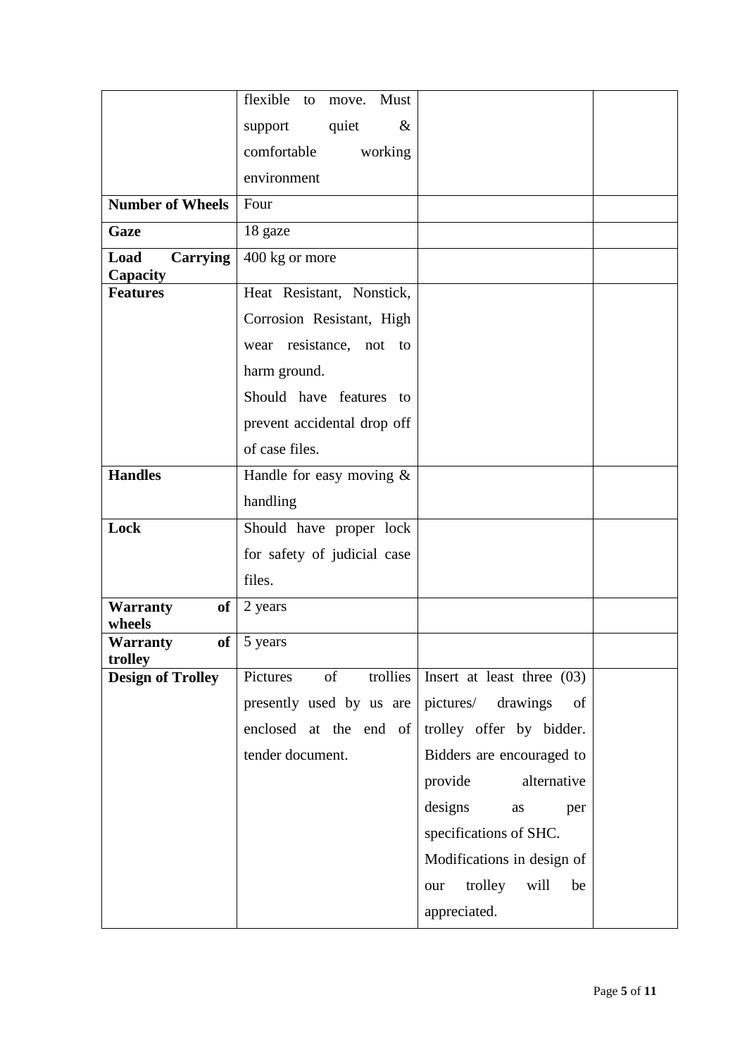| | | | |
|---|---|---|---|
| | flexible to move. Must support quiet & comfortable working environment | | |
| **Number of Wheels** | Four | | |
| **Gaze** | 18 gaze | | |
| **Load Carrying Capacity** | 400 kg or more | | |
| **Features** | Heat Resistant, Nonstick, Corrosion Resistant, High wear resistance, not to harm ground. Should have features to prevent accidental drop off of case files. | | |
| **Handles** | Handle for easy moving & handling | | |
| **Lock** | Should have proper lock for safety of judicial case files. | | |
| **Warranty of wheels** | 2 years | | |
| **Warranty of trolley** | 5 years | | |
| **Design of Trolley** | Pictures of trollies presently used by us are enclosed at the end of tender document. | Insert at least three (03) pictures/ drawings of trolley offer by bidder. Bidders are encouraged to provide alternative designs as per specifications of SHC. Modifications in design of our trolley will be appreciated. | |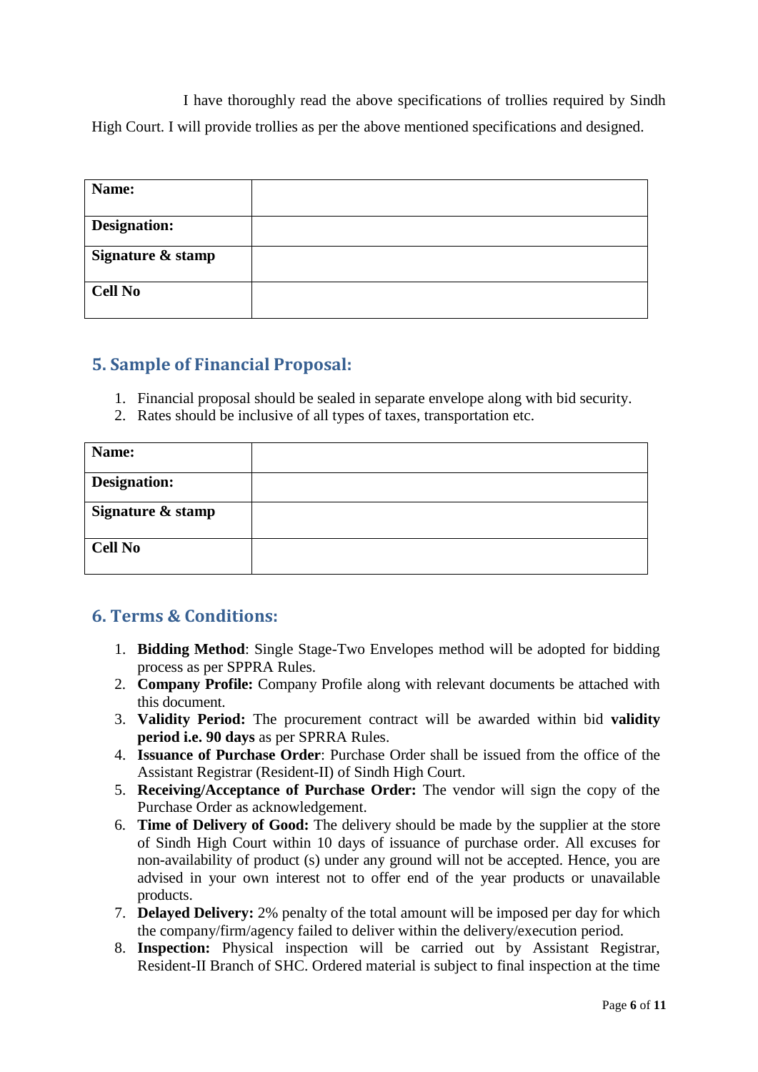I have thoroughly read the above specifications of trollies required by Sindh High Court. I will provide trollies as per the above mentioned specifications and designed.

| **Name:** | |
|---|---|
| **Designation:** | |
| **Signature & stamp** | |
| **Cell No** | |

## 5. Sample of Financial Proposal:

1. Financial proposal should be sealed in separate envelope along with bid security.
2. Rates should be inclusive of all types of taxes, transportation etc.

| **Name:** | |
|---|---|
| **Designation:** | |
| **Signature & stamp** | |
| **Cell No** | |

## 6. Terms & Conditions:

1. **Bidding Method**: Single Stage-Two Envelopes method will be adopted for bidding process as per SPPRA Rules.
2. **Company Profile:** Company Profile along with relevant documents be attached with this document.
3. **Validity Period:** The procurement contract will be awarded within bid **validity period i.e. 90 days** as per SPRRA Rules.
4. **Issuance of Purchase Order**: Purchase Order shall be issued from the office of the Assistant Registrar (Resident-II) of Sindh High Court.
5. **Receiving/Acceptance of Purchase Order:** The vendor will sign the copy of the Purchase Order as acknowledgement.
6. **Time of Delivery of Good:** The delivery should be made by the supplier at the store of Sindh High Court within 10 days of issuance of purchase order. All excuses for non-availability of product (s) under any ground will not be accepted. Hence, you are advised in your own interest not to offer end of the year products or unavailable products.
7. **Delayed Delivery:** 2% penalty of the total amount will be imposed per day for which the company/firm/agency failed to deliver within the delivery/execution period.
8. **Inspection:** Physical inspection will be carried out by Assistant Registrar, Resident-II Branch of SHC. Ordered material is subject to final inspection at the time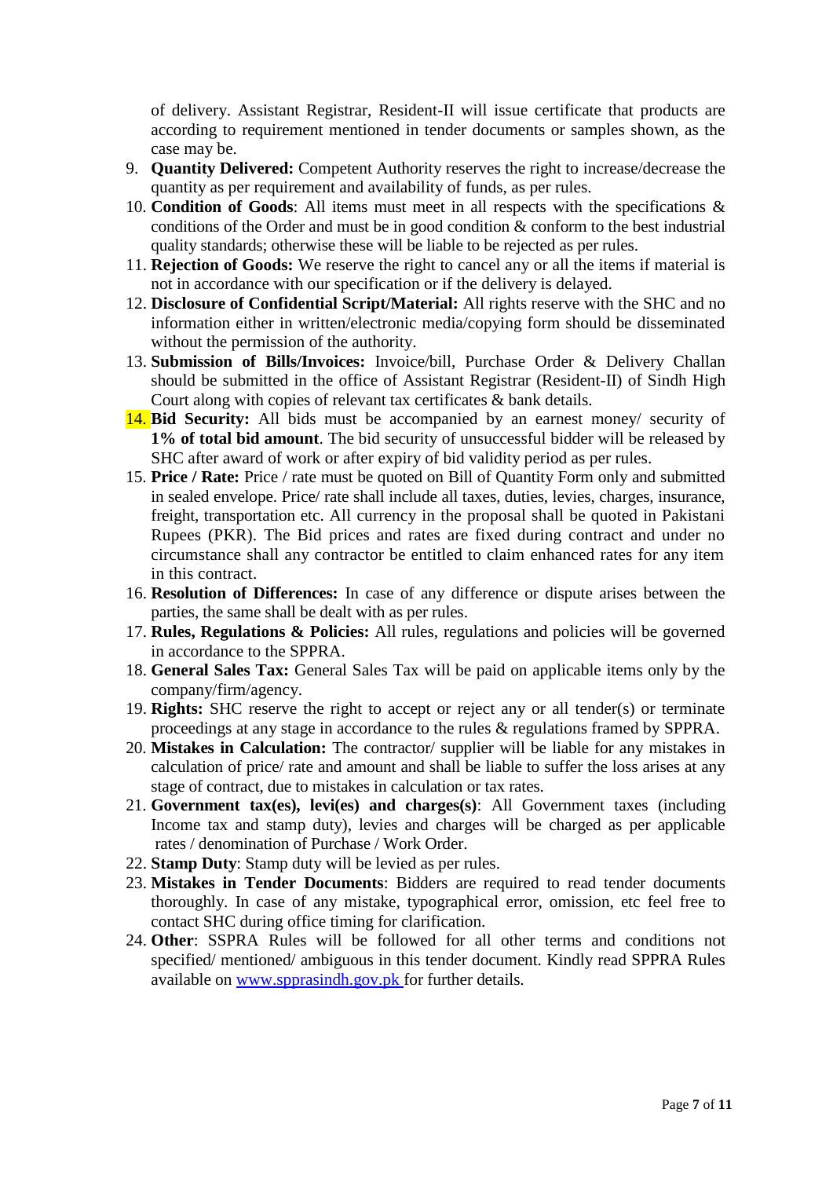of delivery. Assistant Registrar, Resident-II will issue certificate that products are according to requirement mentioned in tender documents or samples shown, as the case may be.

9. **Quantity Delivered:** Competent Authority reserves the right to increase/decrease the quantity as per requirement and availability of funds, as per rules.
10. **Condition of Goods**: All items must meet in all respects with the specifications & conditions of the Order and must be in good condition & conform to the best industrial quality standards; otherwise these will be liable to be rejected as per rules.
11. **Rejection of Goods:** We reserve the right to cancel any or all the items if material is not in accordance with our specification or if the delivery is delayed.
12. **Disclosure of Confidential Script/Material:** All rights reserve with the SHC and no information either in written/electronic media/copying form should be disseminated without the permission of the authority.
13. **Submission of Bills/Invoices:** Invoice/bill, Purchase Order & Delivery Challan should be submitted in the office of Assistant Registrar (Resident-II) of Sindh High Court along with copies of relevant tax certificates & bank details.
14. **Bid Security:** All bids must be accompanied by an earnest money/ security of **1% of total bid amount**. The bid security of unsuccessful bidder will be released by SHC after award of work or after expiry of bid validity period as per rules.
15. **Price / Rate:** Price / rate must be quoted on Bill of Quantity Form only and submitted in sealed envelope. Price/ rate shall include all taxes, duties, levies, charges, insurance, freight, transportation etc. All currency in the proposal shall be quoted in Pakistani Rupees (PKR). The Bid prices and rates are fixed during contract and under no circumstance shall any contractor be entitled to claim enhanced rates for any item in this contract.
16. **Resolution of Differences:** In case of any difference or dispute arises between the parties, the same shall be dealt with as per rules.
17. **Rules, Regulations & Policies:** All rules, regulations and policies will be governed in accordance to the SPPRA.
18. **General Sales Tax:** General Sales Tax will be paid on applicable items only by the company/firm/agency.
19. **Rights:** SHC reserve the right to accept or reject any or all tender(s) or terminate proceedings at any stage in accordance to the rules & regulations framed by SPPRA.
20. **Mistakes in Calculation:** The contractor/ supplier will be liable for any mistakes in calculation of price/ rate and amount and shall be liable to suffer the loss arises at any stage of contract, due to mistakes in calculation or tax rates.
21. **Government tax(es), levi(es) and charges(s)**: All Government taxes (including Income tax and stamp duty), levies and charges will be charged as per applicable rates / denomination of Purchase / Work Order.
22. **Stamp Duty**: Stamp duty will be levied as per rules.
23. **Mistakes in Tender Documents**: Bidders are required to read tender documents thoroughly. In case of any mistake, typographical error, omission, etc feel free to contact SHC during office timing for clarification.
24. **Other**: SSPRA Rules will be followed for all other terms and conditions not specified/ mentioned/ ambiguous in this tender document. Kindly read SPPRA Rules available on [www.spprasindh.gov.pk](http://www.spprasindh.gov.pk) for further details.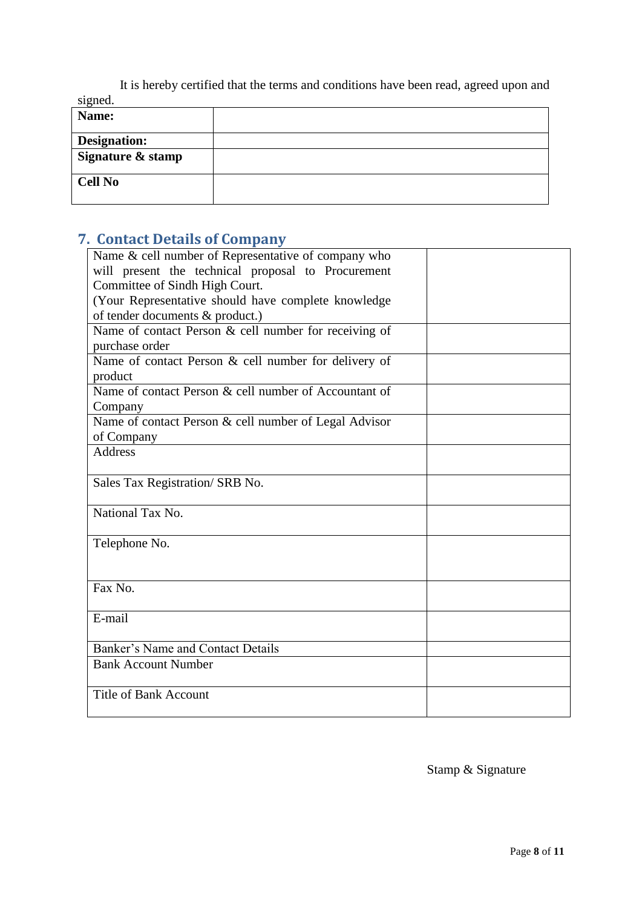It is hereby certified that the terms and conditions have been read, agreed upon and signed.

| **Name:** | |
|---|---|
| **Designation:** | |
| **Signature & stamp** | |
| **Cell No** | |

## 7. Contact Details of Company

| Name & cell number of Representative of company who will present the technical proposal to Procurement Committee of Sindh High Court. (Your Representative should have complete knowledge of tender documents & product.) | |
|---|---|
| Name of contact Person & cell number for receiving of purchase order | |
| Name of contact Person & cell number for delivery of product | |
| Name of contact Person & cell number of Accountant of Company | |
| Name of contact Person & cell number of Legal Advisor of Company | |
| Address | |
| Sales Tax Registration/ SRB No. | |
| National Tax No. | |
| Telephone No. | |
| Fax No. | |
| E-mail | |
| Banker's Name and Contact Details | |
| Bank Account Number | |
| Title of Bank Account | |

Stamp & Signature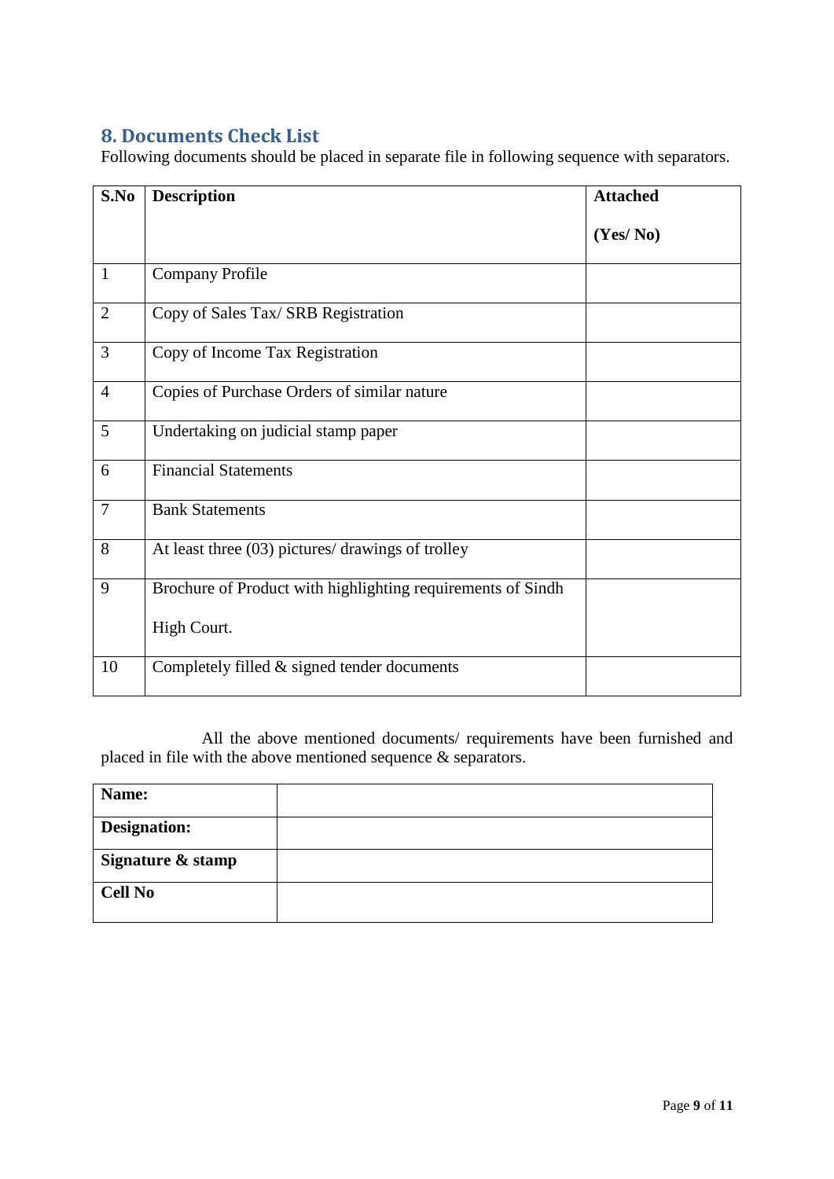## 8. Documents Check List

Following documents should be placed in separate file in following sequence with separators.

| S.No | Description | Attached (Yes/ No) |
|---|---|---|
| 1 | Company Profile | |
| 2 | Copy of Sales Tax/ SRB Registration | |
| 3 | Copy of Income Tax Registration | |
| 4 | Copies of Purchase Orders of similar nature | |
| 5 | Undertaking on judicial stamp paper | |
| 6 | Financial Statements | |
| 7 | Bank Statements | |
| 8 | At least three (03) pictures/ drawings of trolley | |
| 9 | Brochure of Product with highlighting requirements of Sindh High Court. | |
| 10 | Completely filled & signed tender documents | |

All the above mentioned documents/ requirements have been furnished and placed in file with the above mentioned sequence & separators.

| **Name:** | |
|---|---|
| **Designation:** | |
| **Signature & stamp** | |
| **Cell No** | |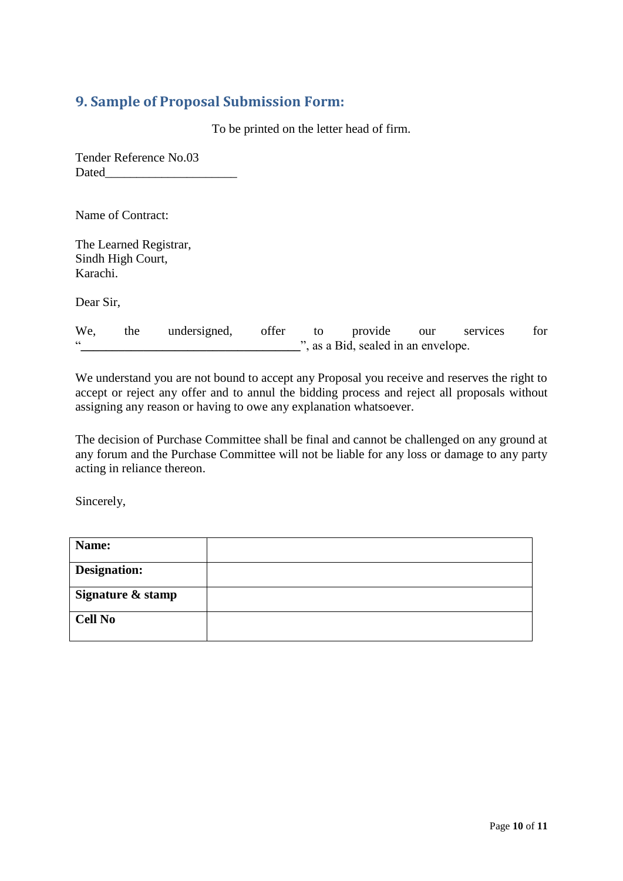## 9. Sample of Proposal Submission Form:

To be printed on the letter head of firm.

Tender Reference No.03
Dated_____________________

Name of Contract:

The Learned Registrar,
Sindh High Court,
Karachi.

Dear Sir,

We, the undersigned, offer to provide our services for "___________________________________", as a Bid, sealed in an envelope.

We understand you are not bound to accept any Proposal you receive and reserves the right to accept or reject any offer and to annul the bidding process and reject all proposals without assigning any reason or having to owe any explanation whatsoever.

The decision of Purchase Committee shall be final and cannot be challenged on any ground at any forum and the Purchase Committee will not be liable for any loss or damage to any party acting in reliance thereon.

Sincerely,

| **Name:** | |
|---|---|
| **Designation:** | |
| **Signature & stamp** | |
| **Cell No** | |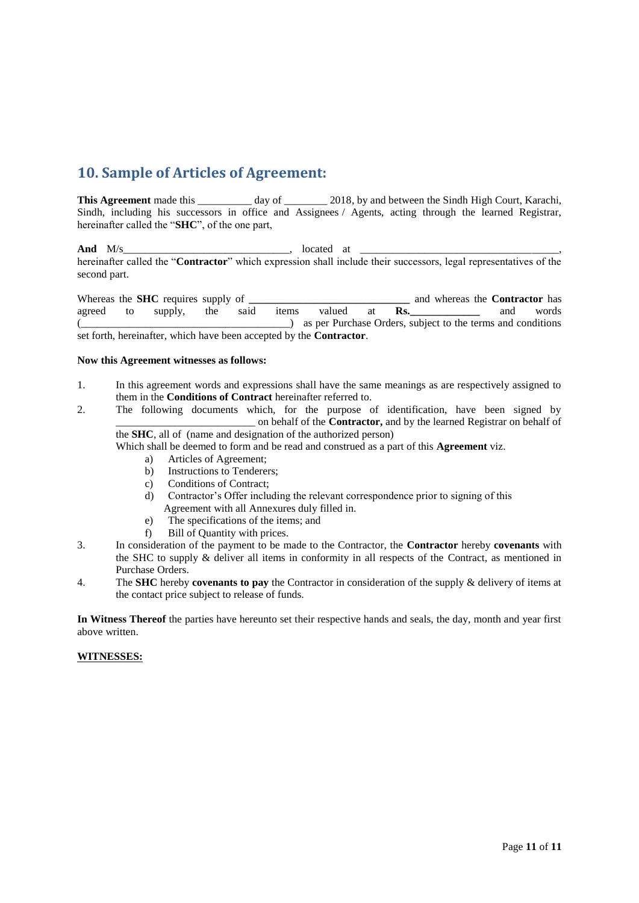## 10. Sample of Articles of Agreement:

**This Agreement** made this __________ day of ________ 2018, by and between the Sindh High Court, Karachi, Sindh, including his successors in office and Assignees / Agents, acting through the learned Registrar, hereinafter called the "**SHC**", of the one part,

**And** M/s_______________________________, located at _____________________________________, hereinafter called the "**Contractor**" which expression shall include their successors, legal representatives of the second part.

Whereas the **SHC** requires supply of **______________________________** and whereas the **Contractor** has agreed to supply, the said items valued at **Rs.\_\_\_\_\_\_\_\_\_\_\_\_\_** and words (_______________________________________) as per Purchase Orders, subject to the terms and conditions set forth, hereinafter, which have been accepted by the **Contractor**.

**Now this Agreement witnesses as follows:**

1. In this agreement words and expressions shall have the same meanings as are respectively assigned to them in the **Conditions of Contract** hereinafter referred to.
2. The following documents which, for the purpose of identification, have been signed by __________________________ on behalf of the **Contractor,** and by the learned Registrar on behalf of the **SHC**, all of (name and designation of the authorized person)
   Which shall be deemed to form and be read and construed as a part of this **Agreement** viz.
   a) Articles of Agreement;
   b) Instructions to Tenderers;
   c) Conditions of Contract;
   d) Contractor's Offer including the relevant correspondence prior to signing of this Agreement with all Annexures duly filled in.
   e) The specifications of the items; and
   f) Bill of Quantity with prices.
3. In consideration of the payment to be made to the Contractor, the **Contractor** hereby **covenants** with the SHC to supply & deliver all items in conformity in all respects of the Contract, as mentioned in Purchase Orders.
4. The **SHC** hereby **covenants to pay** the Contractor in consideration of the supply & delivery of items at the contact price subject to release of funds.

**In Witness Thereof** the parties have hereunto set their respective hands and seals, the day, month and year first above written.

**WITNESSES:**